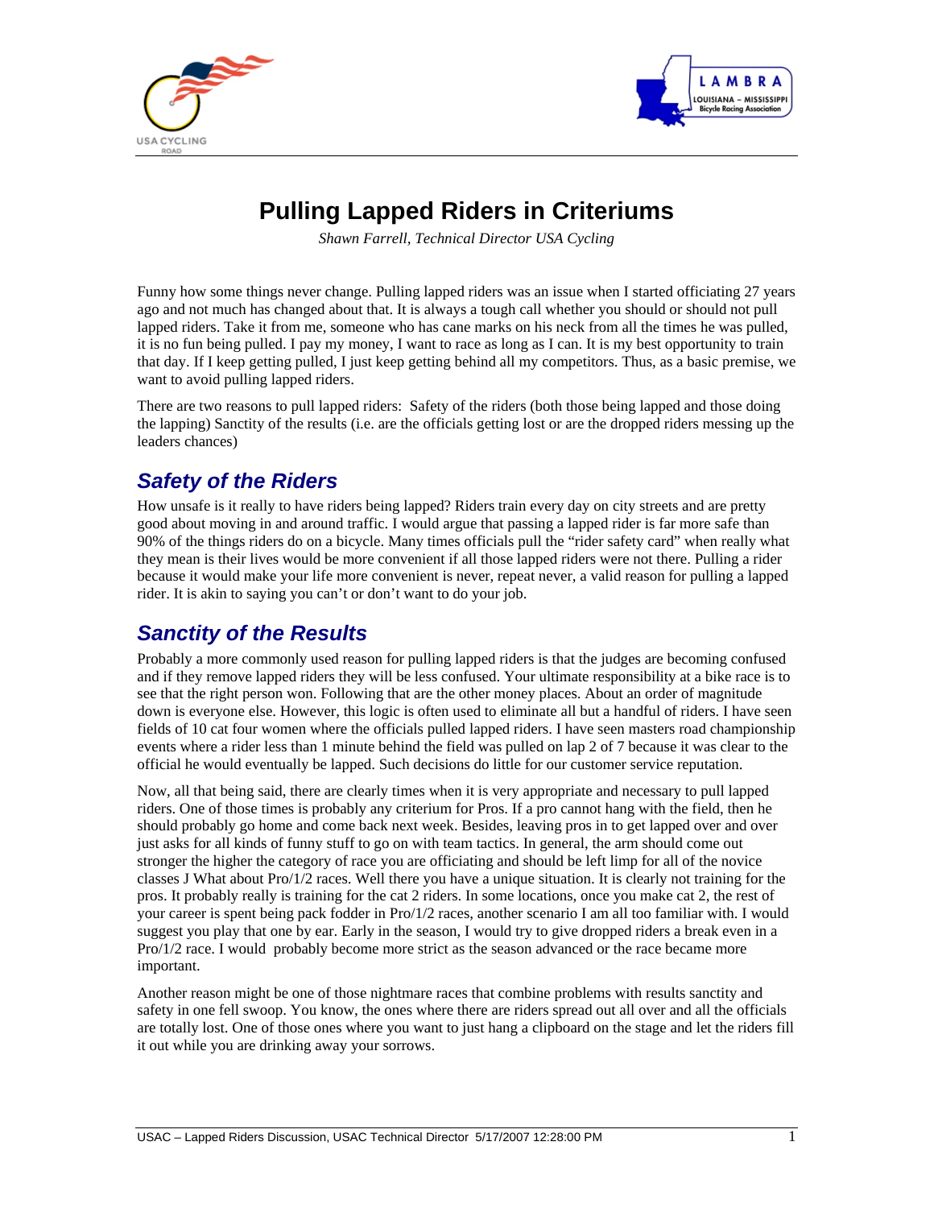# Pulling Lapped Riders in Criteriums

*Shawn Farrell, Technical Director USA Cycling*

Funny how some things never change. Pulling lapped riders was an issue when I started officiating 27 years ago and not much has changed about that. It is always a tough call whether you should or should not pull lapped riders. Take it from me, someone who has cane marks on his neck from all the times he was pulled, it is no fun being pulled. I pay my money, I want to race as long as I can. It is my best opportunity to train that day. If I keep getting pulled, I just keep getting behind all my competitors. Thus, as a basic premise, we want to avoid pulling lapped riders.

There are two reasons to pull lapped riders: Safety of the riders (both those being lapped and those doing the lapping) Sanctity of the results (i.e. are the officials getting lost or are the dropped riders messing up the leaders chances)

## Safety of the Riders

How unsafe is it really to have riders being lapped? Riders train every day on city streets and are pretty good about moving in and around traffic. I would argue that passing a lapped rider is far more safe than 90% of the things riders do on a bicycle. Many times officials pull the "rider safety card" when really what they mean is their lives would be more convenient if all those lapped riders were not there. Pulling a rider because it would make your life more convenient is never, repeat never, a valid reason for pulling a lapped rider. It is akin to saying you can't or don't want to do your job.

## Sanctity of the Results

Probably a more commonly used reason for pulling lapped riders is that the judges are becoming confused and if they remove lapped riders they will be less confused. Your ultimate responsibility at a bike race is to see that the right person won. Following that are the other money places. About an order of magnitude down is everyone else. However, this logic is often used to eliminate all but a handful of riders. I have seen fields of 10 cat four women where the officials pulled lapped riders. I have seen masters road championship events where a rider less than 1 minute behind the field was pulled on lap 2 of 7 because it was clear to the official he would eventually be lapped. Such decisions do little for our customer service reputation.

Now, all that being said, there are clearly times when it is very appropriate and necessary to pull lapped riders. One of those times is probably any criterium for Pros. If a pro cannot hang with the field, then he should probably go home and come back next week. Besides, leaving pros in to get lapped over and over just asks for all kinds of funny stuff to go on with team tactics. In general, the arm should come out stronger the higher the category of race you are officiating and should be left limp for all of the novice classes J What about Pro/1/2 races. Well there you have a unique situation. It is clearly not training for the pros. It probably really is training for the cat 2 riders. In some locations, once you make cat 2, the rest of your career is spent being pack fodder in Pro/1/2 races, another scenario I am all too familiar with. I would suggest you play that one by ear. Early in the season, I would try to give dropped riders a break even in a Pro/1/2 race. I would probably become more strict as the season advanced or the race became more important.

Another reason might be one of those nightmare races that combine problems with results sanctity and safety in one fell swoop. You know, the ones where there are riders spread out all over and all the officials are totally lost. One of those ones where you want to just hang a clipboard on the stage and let the riders fill it out while you are drinking away your sorrows.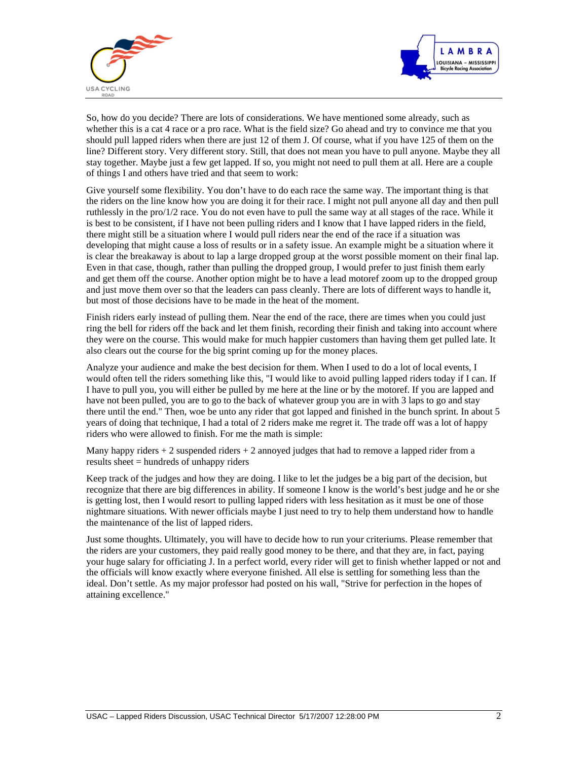So, how do you decide? There are lots of considerations. We have mentioned some already, such as whether this is a cat 4 race or a pro race. What is the field size? Go ahead and try to convince me that you should pull lapped riders when there are just 12 of them J. Of course, what if you have 125 of them on the line? Different story. Very different story. Still, that does not mean you have to pull anyone. Maybe they all stay together. Maybe just a few get lapped. If so, you might not need to pull them at all. Here are a couple of things I and others have tried and that seem to work:

Give yourself some flexibility. You don't have to do each race the same way. The important thing is that the riders on the line know how you are doing it for their race. I might not pull anyone all day and then pull ruthlessly in the pro/1/2 race. You do not even have to pull the same way at all stages of the race. While it is best to be consistent, if I have not been pulling riders and I know that I have lapped riders in the field, there might still be a situation where I would pull riders near the end of the race if a situation was developing that might cause a loss of results or in a safety issue. An example might be a situation where it is clear the breakaway is about to lap a large dropped group at the worst possible moment on their final lap. Even in that case, though, rather than pulling the dropped group, I would prefer to just finish them early and get them off the course. Another option might be to have a lead motoref zoom up to the dropped group and just move them over so that the leaders can pass cleanly. There are lots of different ways to handle it, but most of those decisions have to be made in the heat of the moment.

Finish riders early instead of pulling them. Near the end of the race, there are times when you could just ring the bell for riders off the back and let them finish, recording their finish and taking into account where they were on the course. This would make for much happier customers than having them get pulled late. It also clears out the course for the big sprint coming up for the money places.

Analyze your audience and make the best decision for them. When I used to do a lot of local events, I would often tell the riders something like this, "I would like to avoid pulling lapped riders today if I can. If I have to pull you, you will either be pulled by me here at the line or by the motoref. If you are lapped and have not been pulled, you are to go to the back of whatever group you are in with 3 laps to go and stay there until the end." Then, woe be unto any rider that got lapped and finished in the bunch sprint. In about 5 years of doing that technique, I had a total of 2 riders make me regret it. The trade off was a lot of happy riders who were allowed to finish. For me the math is simple:

Many happy riders + 2 suspended riders + 2 annoyed judges that had to remove a lapped rider from a results sheet = hundreds of unhappy riders

Keep track of the judges and how they are doing. I like to let the judges be a big part of the decision, but recognize that there are big differences in ability. If someone I know is the world's best judge and he or she is getting lost, then I would resort to pulling lapped riders with less hesitation as it must be one of those nightmare situations. With newer officials maybe I just need to try to help them understand how to handle the maintenance of the list of lapped riders.

Just some thoughts. Ultimately, you will have to decide how to run your criteriums. Please remember that the riders are your customers, they paid really good money to be there, and that they are, in fact, paying your huge salary for officiating J. In a perfect world, every rider will get to finish whether lapped or not and the officials will know exactly where everyone finished. All else is settling for something less than the ideal. Don't settle. As my major professor had posted on his wall, "Strive for perfection in the hopes of attaining excellence."